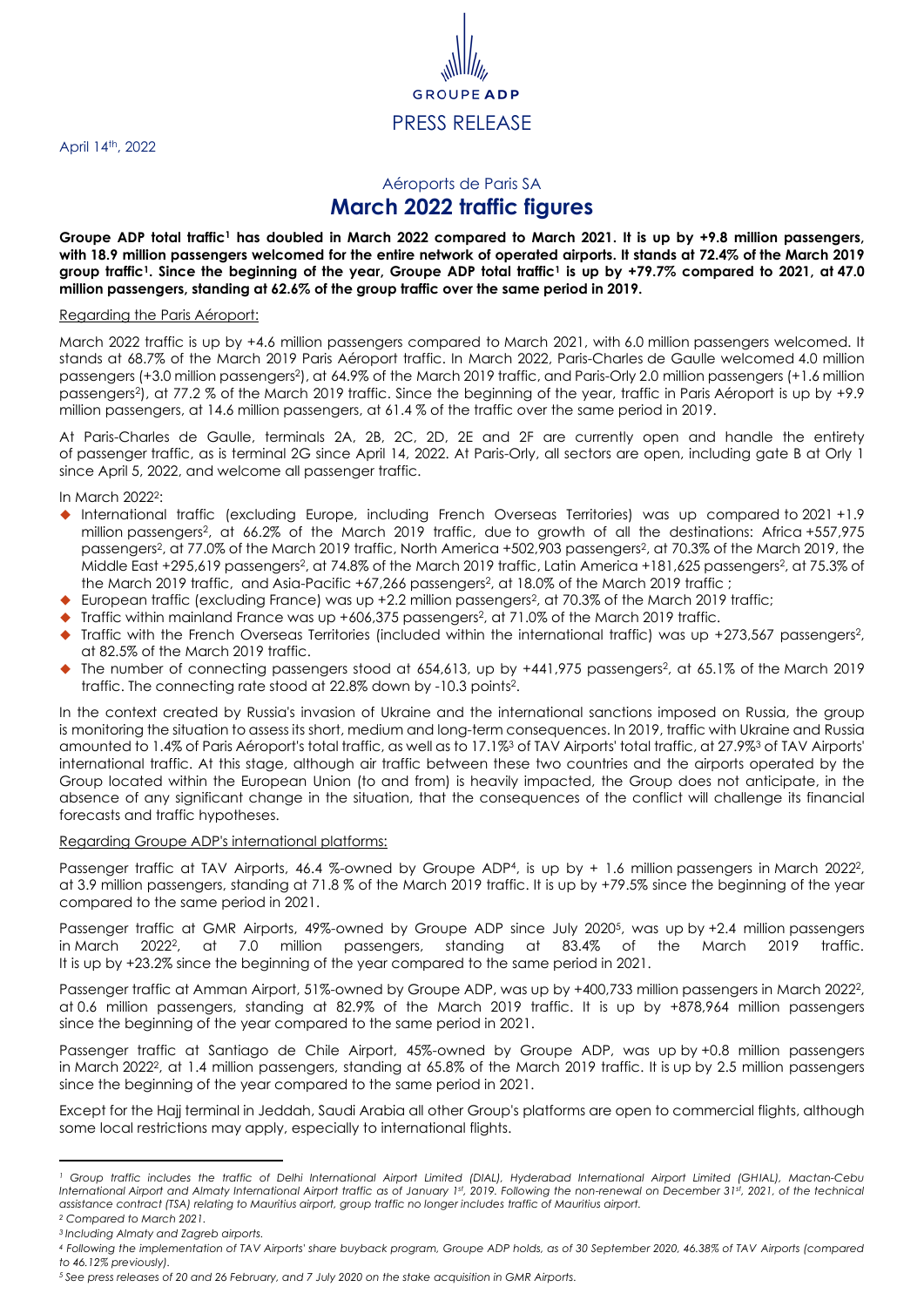GROUPE ADP

PRESS RELEASE

April 14th, 2022

Aéroports de Paris SA

# March 2022 traffic figures

**Groupe ADP total traffic[1] has doubled in March 2022 compared to March 2021. It is up by +9.8 million passengers, with 18.9 million passengers welcomed for the entire network of operated airports. It stands at 72.4% of the March 2019 group traffic[1]. Since the beginning of the year, Groupe ADP total traffic[1] is up by +79.7% compared to 2021, at 47.0 million passengers, standing at 62.6% of the group traffic over the same period in 2019.**

Regarding the Paris Aéroport:

March 2022 traffic is up by +4.6 million passengers compared to March 2021, with 6.0 million passengers welcomed. It stands at 68.7% of the March 2019 Paris Aéroport traffic. In March 2022, Paris-Charles de Gaulle welcomed 4.0 million passengers (+3.0 million passengers[2]), at 64.9% of the March 2019 traffic, and Paris-Orly 2.0 million passengers (+1.6 million passengers[2]), at 77.2 % of the March 2019 traffic. Since the beginning of the year, traffic in Paris Aéroport is up by +9.9 million passengers, at 14.6 million passengers, at 61.4 % of the traffic over the same period in 2019.

At Paris-Charles de Gaulle, terminals 2A, 2B, 2C, 2D, 2E and 2F are currently open and handle the entirety of passenger traffic, as is terminal 2G since April 14, 2022. At Paris-Orly, all sectors are open, including gate B at Orly 1 since April 5, 2022, and welcome all passenger traffic.

In March 2022[2]:

- International traffic (excluding Europe, including French Overseas Territories) was up compared to 2021 +1.9 million passengers[2], at 66.2% of the March 2019 traffic, due to growth of all the destinations: Africa +557,975 passengers[2], at 77.0% of the March 2019 traffic, North America +502,903 passengers[2], at 70.3% of the March 2019, the Middle East +295,619 passengers[2], at 74.8% of the March 2019 traffic, Latin America +181,625 passengers[2], at 75.3% of the March 2019 traffic, and Asia-Pacific +67,266 passengers[2], at 18.0% of the March 2019 traffic ;
- European traffic (excluding France) was up +2.2 million passengers[2], at 70.3% of the March 2019 traffic;
- Traffic within mainland France was up +606,375 passengers[2], at 71.0% of the March 2019 traffic.
- Traffic with the French Overseas Territories (included within the international traffic) was up +273,567 passengers[2], at 82.5% of the March 2019 traffic.
- The number of connecting passengers stood at 654,613, up by +441,975 passengers[2], at 65.1% of the March 2019 traffic. The connecting rate stood at 22.8% down by -10.3 points[2].

In the context created by Russia's invasion of Ukraine and the international sanctions imposed on Russia, the group is monitoring the situation to assess its short, medium and long-term consequences. In 2019, traffic with Ukraine and Russia amounted to 1.4% of Paris Aéroport's total traffic, as well as to 17.1%[3] of TAV Airports' total traffic, at 27.9%[3] of TAV Airports' international traffic. At this stage, although air traffic between these two countries and the airports operated by the Group located within the European Union (to and from) is heavily impacted, the Group does not anticipate, in the absence of any significant change in the situation, that the consequences of the conflict will challenge its financial forecasts and traffic hypotheses.

Regarding Groupe ADP's international platforms:

Passenger traffic at TAV Airports, 46.4 %-owned by Groupe ADP[4], is up by + 1.6 million passengers in March 2022[2], at 3.9 million passengers, standing at 71.8 % of the March 2019 traffic. It is up by +79.5% since the beginning of the year compared to the same period in 2021.

Passenger traffic at GMR Airports, 49%-owned by Groupe ADP since July 2020[5], was up by +2.4 million passengers in March 2022[2], at 7.0 million passengers, standing at 83.4% of the March 2019 traffic. It is up by +23.2% since the beginning of the year compared to the same period in 2021.

Passenger traffic at Amman Airport, 51%-owned by Groupe ADP, was up by +400,733 million passengers in March 2022[2], at 0.6 million passengers, standing at 82.9% of the March 2019 traffic. It is up by +878,964 million passengers since the beginning of the year compared to the same period in 2021.

Passenger traffic at Santiago de Chile Airport, 45%-owned by Groupe ADP, was up by +0.8 million passengers in March 2022[2], at 1.4 million passengers, standing at 65.8% of the March 2019 traffic. It is up by 2.5 million passengers since the beginning of the year compared to the same period in 2021.

Except for the Hajj terminal in Jeddah, Saudi Arabia all other Group's platforms are open to commercial flights, although some local restrictions may apply, especially to international flights.

---

*[1] Group traffic includes the traffic of Delhi International Airport Limited (DIAL), Hyderabad International Airport Limited (GHIAL), Mactan-Cebu International Airport and Almaty International Airport traffic as of January 1st, 2019. Following the non-renewal on December 31st, 2021, of the technical assistance contract (TSA) relating to Mauritius airport, group traffic no longer includes traffic of Mauritius airport.*

*[2] Compared to March 2021.*

*[3] Including Almaty and Zagreb airports.*

*[4] Following the implementation of TAV Airports' share buyback program, Groupe ADP holds, as of 30 September 2020, 46.38% of TAV Airports (compared to 46.12% previously).*

*[5] See press releases of 20 and 26 February, and 7 July 2020 on the stake acquisition in GMR Airports.*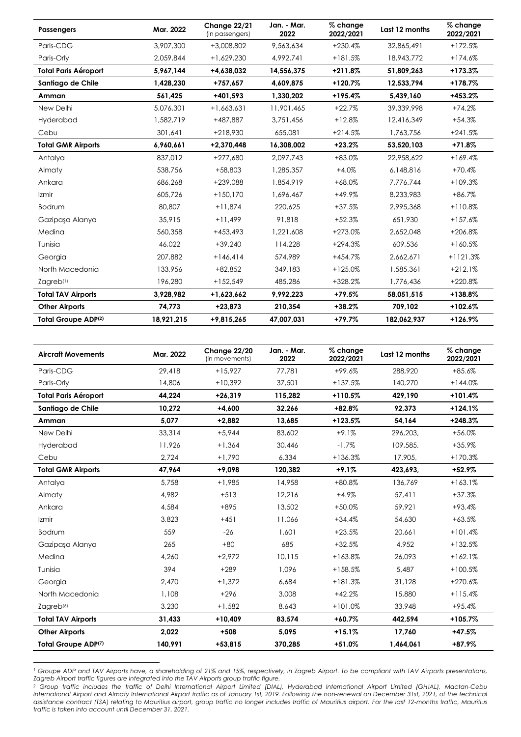| Passengers | Mar. 2022 | Change 22/21 (in passengers) | Jan. - Mar. 2022 | % change 2022/2021 | Last 12 months | % change 2022/2021 |
|---|---|---|---|---|---|---|
| Paris-CDG | 3,907,300 | +3,008,802 | 9,563,634 | +230.4% | 32,865,491 | +172.5% |
| Paris-Orly | 2,059,844 | +1,629,230 | 4,992,741 | +181.5% | 18,943,772 | +174.6% |
| **Total Paris Aéroport** | **5,967,144** | **+4,638,032** | **14,556,375** | **+211.8%** | **51,809,263** | **+173.3%** |
| **Santiago de Chile** | **1,428,230** | **+757,657** | **4,609,875** | **+120.7%** | **12,533,794** | **+178.7%** |
| **Amman** | **561,425** | **+401,593** | **1,330,202** | **+195.4%** | **5,439,160** | **+453.2%** |
| New Delhi | 5,076,301 | +1,663,631 | 11,901,465 | +22.7% | 39,339,998 | +74.2% |
| Hyderabad | 1,582,719 | +487,887 | 3,751,456 | +12.8% | 12,416,349 | +54.3% |
| Cebu | 301,641 | +218,930 | 655,081 | +214.5% | 1,763,756 | +241.5% |
| **Total GMR Airports** | **6,960,661** | **+2,370,448** | **16,308,002** | **+23.2%** | **53,520,103** | **+71.8%** |
| Antalya | 837,012 | +277,680 | 2,097,743 | +83.0% | 22,958,622 | +169.4% |
| Almaty | 538,756 | +58,803 | 1,285,357 | +4.0% | 6,148,816 | +70.4% |
| Ankara | 686,268 | +239,088 | 1,854,919 | +68.0% | 7,776,744 | +109.3% |
| Izmir | 605,726 | +150,170 | 1,696,467 | +49.9% | 8,233,983 | +86.7% |
| Bodrum | 80,807 | +11,874 | 220,625 | +37.5% | 2,995,368 | +110.8% |
| Gazipaşa Alanya | 35,915 | +11,499 | 91,818 | +52.3% | 651,930 | +157.6% |
| Medina | 560,358 | +453,493 | 1,221,608 | +273.0% | 2,652,048 | +206.8% |
| Tunisia | 46,022 | +39,240 | 114,228 | +294.3% | 609,536 | +160.5% |
| Georgia | 207,882 | +146,414 | 574,989 | +454.7% | 2,662,671 | +1121.3% |
| North Macedonia | 133,956 | +82,852 | 349,183 | +125.0% | 1,585,361 | +212.1% |
| Zagreb[1] | 196,280 | +152,549 | 485,286 | +328.2% | 1,776,436 | +220.8% |
| **Total TAV Airports** | **3,928,982** | **+1,623,662** | **9,992,223** | **+79.5%** | **58,051,515** | **+138.8%** |
| **Other Airports** | **74,773** | **+23,873** | **210,354** | **+38.2%** | **709,102** | **+102.6%** |
| **Total Groupe ADP[2]** | **18,921,215** | **+9,815,265** | **47,007,031** | **+79.7%** | **182,062,937** | **+126.9%** |

| Aircraft Movements | Mar. 2022 | Change 22/20 (in movements) | Jan. - Mar. 2022 | % change 2022/2021 | Last 12 months | % change 2022/2021 |
|---|---|---|---|---|---|---|
| Paris-CDG | 29,418 | +15,927 | 77,781 | +99.6% | 288,920 | +85.6% |
| Paris-Orly | 14,806 | +10,392 | 37,501 | +137.5% | 140,270 | +144.0% |
| **Total Paris Aéroport** | **44,224** | **+26,319** | **115,282** | **+110.5%** | **429,190** | **+101.4%** |
| **Santiago de Chile** | **10,272** | **+4,600** | **32,266** | **+82.8%** | **92,373** | **+124.1%** |
| **Amman** | **5,077** | **+2,882** | **13,685** | **+123.5%** | **54,164** | **+248.3%** |
| New Delhi | 33,314 | +5,944 | 83,602 | +9.1% | 296,203, | +56.0% |
| Hyderabad | 11,926 | +1,364 | 30,446 | -1.7% | 109,585, | +35.9% |
| Cebu | 2,724 | +1,790 | 6,334 | +136.3% | 17,905, | +170.3% |
| **Total GMR Airports** | **47,964** | **+9,098** | **120,382** | **+9.1%** | **423,693,** | **+52.9%** |
| Antalya | 5,758 | +1,985 | 14,958 | +80.8% | 136,769 | +163.1% |
| Almaty | 4,982 | +513 | 12,216 | +4.9% | 57,411 | +37.3% |
| Ankara | 4,584 | +895 | 13,502 | +50.0% | 59,921 | +93.4% |
| Izmir | 3,823 | +451 | 11,066 | +34.4% | 54,630 | +63.5% |
| Bodrum | 559 | -26 | 1,601 | +23.5% | 20,661 | +101.4% |
| Gazipaşa Alanya | 265 | +80 | 685 | +32.5% | 4,952 | +132.5% |
| Medina | 4,260 | +2,972 | 10,115 | +163.8% | 26,093 | +162.1% |
| Tunisia | 394 | +289 | 1,096 | +158.5% | 5,487 | +100.5% |
| Georgia | 2,470 | +1,372 | 6,684 | +181.3% | 31,128 | +270.6% |
| North Macedonia | 1,108 | +296 | 3,008 | +42.2% | 15,880 | +115.4% |
| Zagreb[6] | 3,230 | +1,582 | 8,643 | +101.0% | 33,948 | +95.4% |
| **Total TAV Airports** | **31,433** | **+10,409** | **83,574** | **+60.7%** | **442,594** | **+105.7%** |
| **Other Airports** | **2,022** | **+508** | **5,095** | **+15.1%** | **17,760** | **+47.5%** |
| **Total Groupe ADP[7]** | **140,991** | **+53,815** | **370,285** | **+51.0%** | **1,464,061** | **+87.9%** |

*[1] Groupe ADP and TAV Airports have, a shareholding of 21% and 15%, respectively, in Zagreb Airport. To be compliant with TAV Airports presentations, Zagreb Airport traffic figures are integrated into the TAV Airports group traffic figure.*

*[2] Group traffic includes the traffic of Delhi International Airport Limited (DIAL), Hyderabad International Airport Limited (GHIAL), Mactan-Cebu International Airport and Almaty International Airport traffic as of January 1st, 2019. Following the non-renewal on December 31st, 2021, of the technical assistance contract (TSA) relating to Mauritius airport, group traffic no longer includes traffic of Mauritius airport. For the last 12-months traffic, Mauritius traffic is taken into account until December 31, 2021.*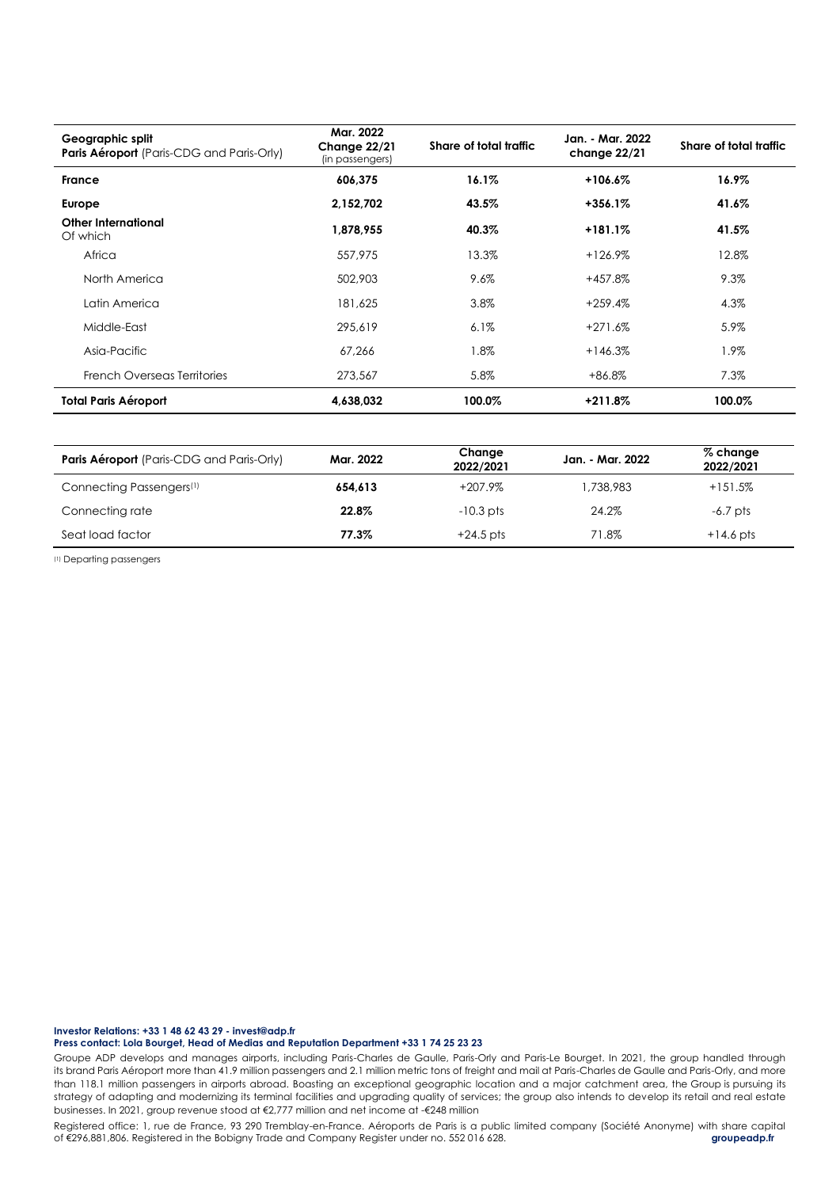| **Geographic split** **Paris Aéroport** (Paris-CDG and Paris-Orly) | **Mar. 2022** **Change 22/21** (in passengers) | **Share of total traffic** | **Jan. - Mar. 2022 change 22/21** | **Share of total traffic** |
|---|---|---|---|---|
| **France** | **606,375** | **16.1%** | **+106.6%** | **16.9%** |
| **Europe** | **2,152,702** | **43.5%** | **+356.1%** | **41.6%** |
| **Other International** Of which | **1,878,955** | **40.3%** | **+181.1%** | **41.5%** |
| Africa | 557,975 | 13.3% | +126.9% | 12.8% |
| North America | 502,903 | 9.6% | +457.8% | 9.3% |
| Latin America | 181,625 | 3.8% | +259.4% | 4.3% |
| Middle-East | 295,619 | 6.1% | +271.6% | 5.9% |
| Asia-Pacific | 67,266 | 1.8% | +146.3% | 1.9% |
| French Overseas Territories | 273,567 | 5.8% | +86.8% | 7.3% |
| **Total Paris Aéroport** | **4,638,032** | **100.0%** | **+211.8%** | **100.0%** |

| **Paris Aéroport** (Paris-CDG and Paris-Orly) | **Mar. 2022** | **Change 2022/2021** | **Jan. - Mar. 2022** | **% change 2022/2021** |
|---|---|---|---|---|
| Connecting Passengers[1] | **654,613** | +207.9% | 1,738,983 | +151.5% |
| Connecting rate | **22.8%** | -10.3 pts | 24.2% | -6.7 pts |
| Seat load factor | **77.3%** | +24.5 pts | 71.8% | +14.6 pts |

[1] Departing passengers

**Investor Relations: +33 1 48 62 43 29 - invest@adp.fr**
**Press contact: Lola Bourget, Head of Medias and Reputation Department +33 1 74 25 23 23**

Groupe ADP develops and manages airports, including Paris-Charles de Gaulle, Paris-Orly and Paris-Le Bourget. In 2021, the group handled through its brand Paris Aéroport more than 41.9 million passengers and 2.1 million metric tons of freight and mail at Paris-Charles de Gaulle and Paris-Orly, and more than 118.1 million passengers in airports abroad. Boasting an exceptional geographic location and a major catchment area, the Group is pursuing its strategy of adapting and modernizing its terminal facilities and upgrading quality of services; the group also intends to develop its retail and real estate businesses. In 2021, group revenue stood at €2,777 million and net income at -€248 million

Registered office: 1, rue de France, 93 290 Tremblay-en-France. Aéroports de Paris is a public limited company (Société Anonyme) with share capital of €296,881,806. Registered in the Bobigny Trade and Company Register under no. 552 016 628. **groupeadp.fr**